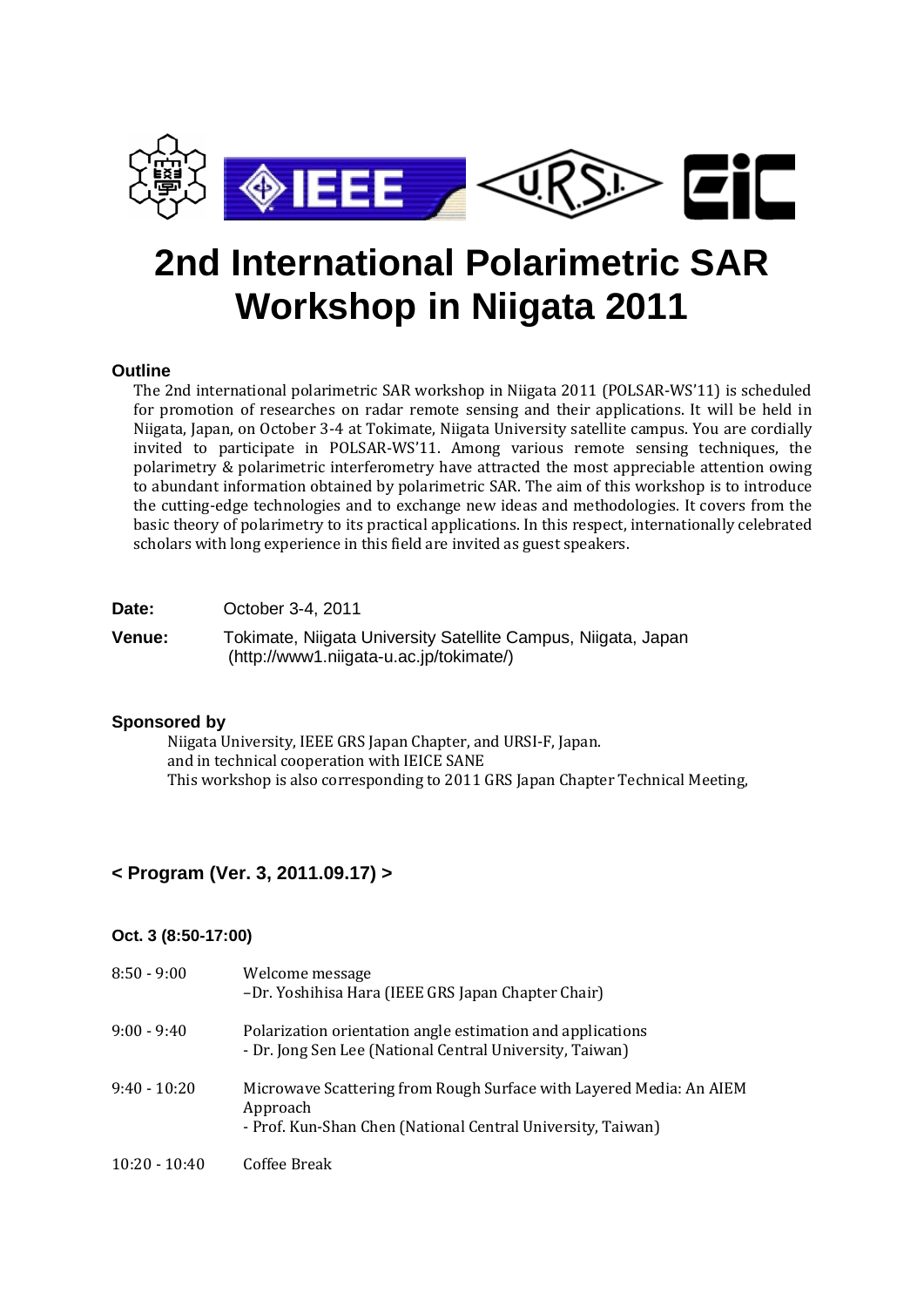# 2nd International Polarimetric SAR Workshop in Niigata 2011

**Outline**

The 2nd international polarimetric SAR workshop in Niigata 2011 (POLSAR-WS'11) is scheduled for promotion of researches on radar remote sensing and their applications. It will be held in Niigata, Japan, on October 3-4 at Tokimate, Niigata University satellite campus. You are cordially invited to participate in POLSAR-WS'11. Among various remote sensing techniques, the polarimetry & polarimetric interferometry have attracted the most appreciable attention owing to abundant information obtained by polarimetric SAR. The aim of this workshop is to introduce the cutting-edge technologies and to exchange new ideas and methodologies. It covers from the basic theory of polarimetry to its practical applications. In this respect, internationally celebrated scholars with long experience in this field are invited as guest speakers.

**Date:** October 3-4, 2011

**Venue:** Tokimate, Niigata University Satellite Campus, Niigata, Japan (http://www1.niigata-u.ac.jp/tokimate/)

**Sponsored by**

Niigata University, IEEE GRS Japan Chapter, and URSI-F, Japan.
and in technical cooperation with IEICE SANE
This workshop is also corresponding to 2011 GRS Japan Chapter Technical Meeting,

## < Program (Ver. 3, 2011.09.17) >

### Oct. 3 (8:50-17:00)

| | |
|---|---|
| 8:50 - 9:00 | Welcome message<br>–Dr. Yoshihisa Hara (IEEE GRS Japan Chapter Chair) |
| 9:00 - 9:40 | Polarization orientation angle estimation and applications<br>- Dr. Jong Sen Lee (National Central University, Taiwan) |
| 9:40 - 10:20 | Microwave Scattering from Rough Surface with Layered Media: An AIEM Approach<br>- Prof. Kun-Shan Chen (National Central University, Taiwan) |
| 10:20 - 10:40 | Coffee Break |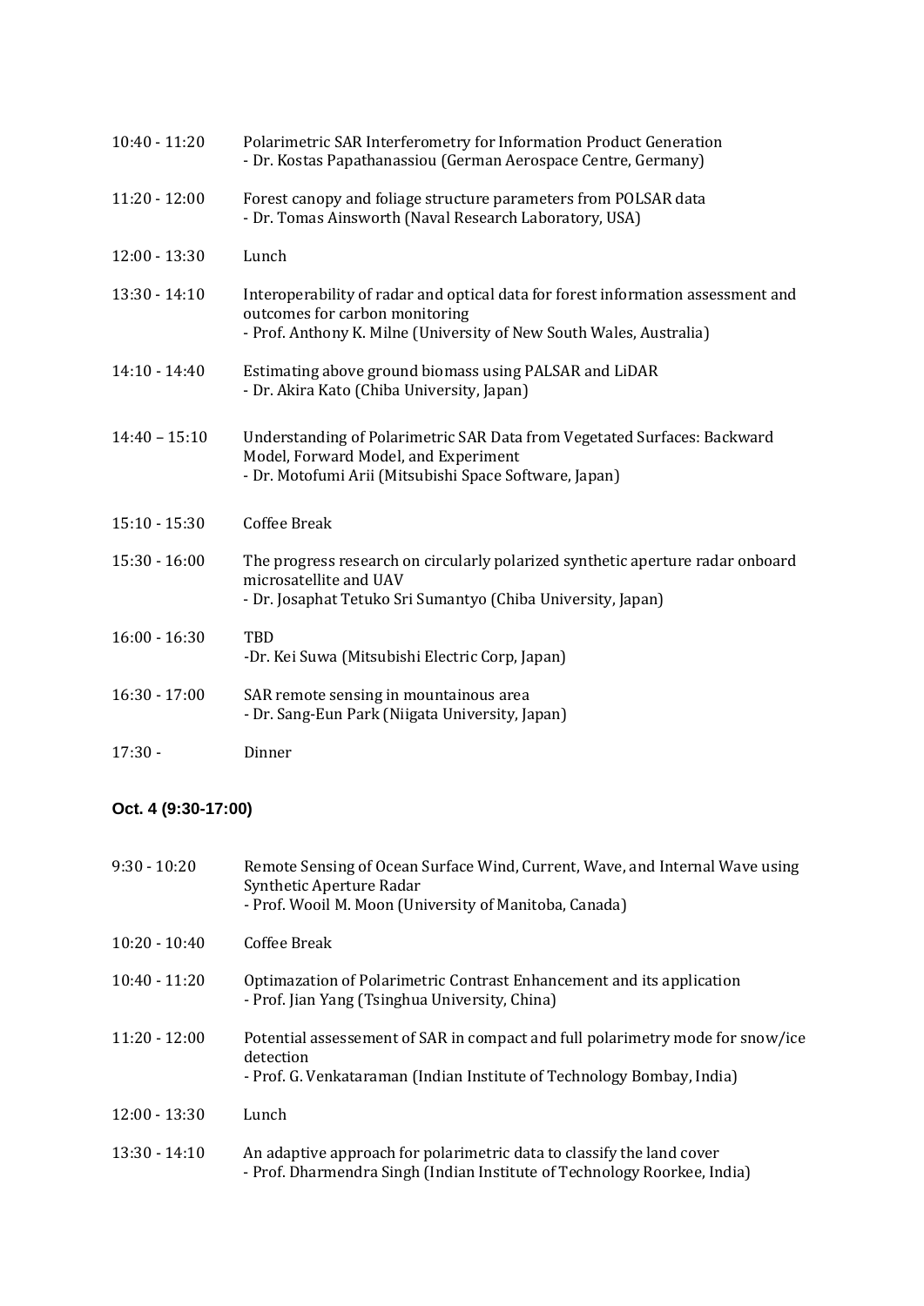10:40 - 11:20 Polarimetric SAR Interferometry for Information Product Generation
- Dr. Kostas Papathanassiou (German Aerospace Centre, Germany)

11:20 - 12:00 Forest canopy and foliage structure parameters from POLSAR data
- Dr. Tomas Ainsworth (Naval Research Laboratory, USA)

12:00 - 13:30 Lunch

13:30 - 14:10 Interoperability of radar and optical data for forest information assessment and outcomes for carbon monitoring
- Prof. Anthony K. Milne (University of New South Wales, Australia)

14:10 - 14:40 Estimating above ground biomass using PALSAR and LiDAR
- Dr. Akira Kato (Chiba University, Japan)

14:40 – 15:10 Understanding of Polarimetric SAR Data from Vegetated Surfaces: Backward Model, Forward Model, and Experiment
- Dr. Motofumi Arii (Mitsubishi Space Software, Japan)

15:10 - 15:30 Coffee Break

15:30 - 16:00 The progress research on circularly polarized synthetic aperture radar onboard microsatellite and UAV
- Dr. Josaphat Tetuko Sri Sumantyo (Chiba University, Japan)

16:00 - 16:30 TBD
-Dr. Kei Suwa (Mitsubishi Electric Corp, Japan)

16:30 - 17:00 SAR remote sensing in mountainous area
- Dr. Sang-Eun Park (Niigata University, Japan)

17:30 - Dinner

**Oct. 4 (9:30-17:00)**

9:30 - 10:20 Remote Sensing of Ocean Surface Wind, Current, Wave, and Internal Wave using Synthetic Aperture Radar
- Prof. Wooil M. Moon (University of Manitoba, Canada)

10:20 - 10:40 Coffee Break

10:40 - 11:20 Optimazation of Polarimetric Contrast Enhancement and its application
- Prof. Jian Yang (Tsinghua University, China)

11:20 - 12:00 Potential assessement of SAR in compact and full polarimetry mode for snow/ice detection
- Prof. G. Venkataraman (Indian Institute of Technology Bombay, India)

12:00 - 13:30 Lunch

13:30 - 14:10 An adaptive approach for polarimetric data to classify the land cover
- Prof. Dharmendra Singh (Indian Institute of Technology Roorkee, India)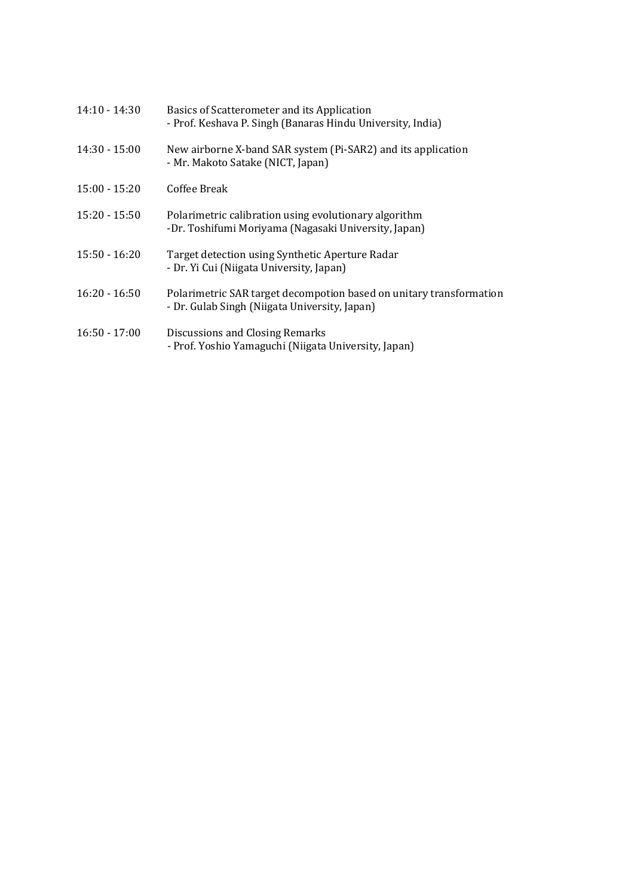| | |
|---|---|
| 14:10 - 14:30 | Basics of Scatterometer and its Application<br>- Prof. Keshava P. Singh (Banaras Hindu University, India) |
| 14:30 - 15:00 | New airborne X-band SAR system (Pi-SAR2) and its application<br>- Mr. Makoto Satake (NICT, Japan) |
| 15:00 - 15:20 | Coffee Break |
| 15:20 - 15:50 | Polarimetric calibration using evolutionary algorithm<br>-Dr. Toshifumi Moriyama (Nagasaki University, Japan) |
| 15:50 - 16:20 | Target detection using Synthetic Aperture Radar<br>- Dr. Yi Cui (Niigata University, Japan) |
| 16:20 - 16:50 | Polarimetric SAR target decompotion based on unitary transformation<br>- Dr. Gulab Singh (Niigata University, Japan) |
| 16:50 - 17:00 | Discussions and Closing Remarks<br>- Prof. Yoshio Yamaguchi (Niigata University, Japan) |